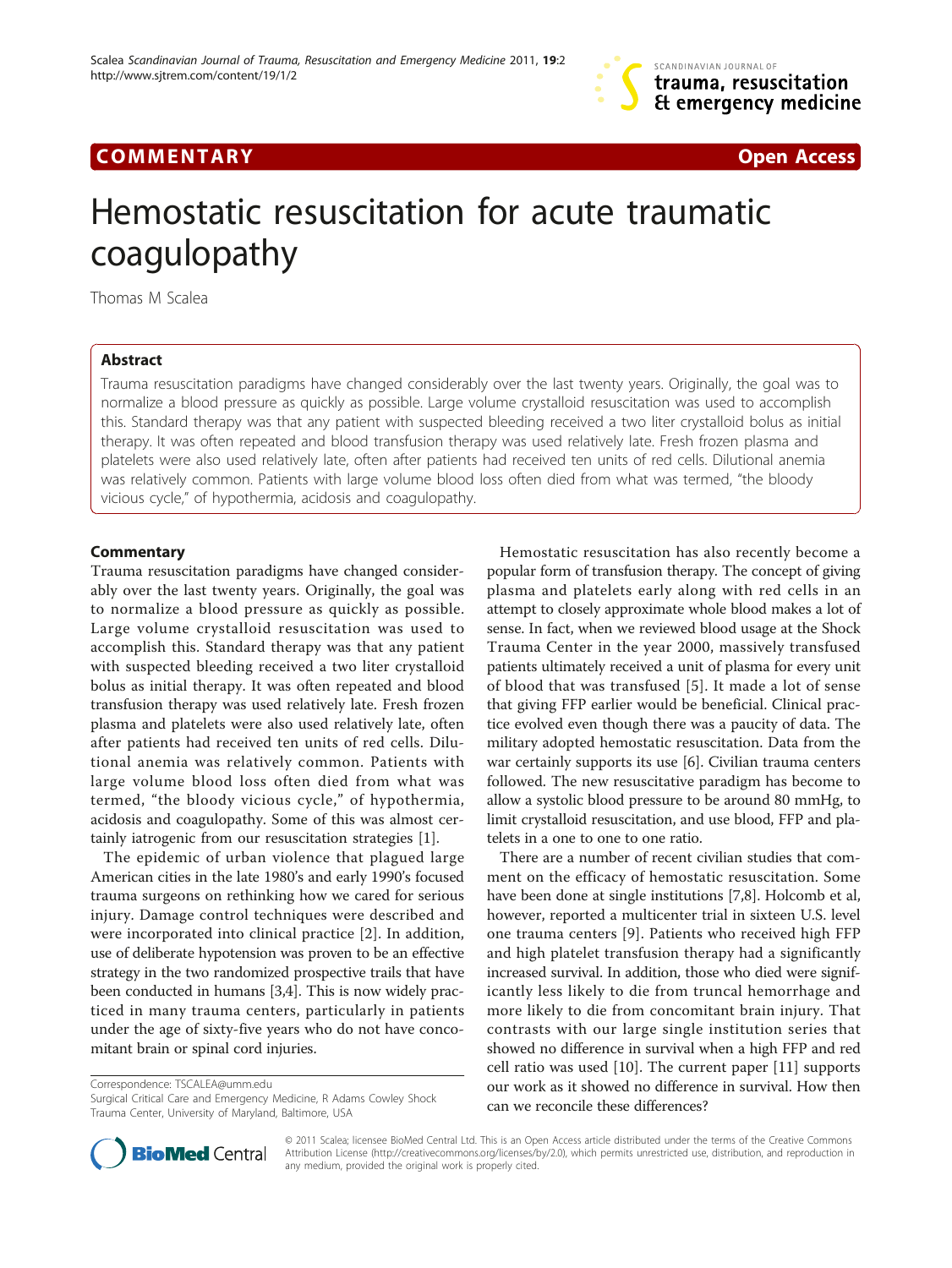COMMENTARY Open Access

# Hemostatic resuscitation for acute traumatic coagulopathy

Thomas M Scalea

## Abstract

Trauma resuscitation paradigms have changed considerably over the last twenty years. Originally, the goal was to normalize a blood pressure as quickly as possible. Large volume crystalloid resuscitation was used to accomplish this. Standard therapy was that any patient with suspected bleeding received a two liter crystalloid bolus as initial therapy. It was often repeated and blood transfusion therapy was used relatively late. Fresh frozen plasma and platelets were also used relatively late, often after patients had received ten units of red cells. Dilutional anemia was relatively common. Patients with large volume blood loss often died from what was termed, "the bloody vicious cycle," of hypothermia, acidosis and coagulopathy.

## Commentary

Trauma resuscitation paradigms have changed considerably over the last twenty years. Originally, the goal was to normalize a blood pressure as quickly as possible. Large volume crystalloid resuscitation was used to accomplish this. Standard therapy was that any patient with suspected bleeding received a two liter crystalloid bolus as initial therapy. It was often repeated and blood transfusion therapy was used relatively late. Fresh frozen plasma and platelets were also used relatively late, often after patients had received ten units of red cells. Dilutional anemia was relatively common. Patients with large volume blood loss often died from what was termed, "the bloody vicious cycle," of hypothermia, acidosis and coagulopathy. Some of this was almost certainly iatrogenic from our resuscitation strategies [1].

The epidemic of urban violence that plagued large American cities in the late 1980's and early 1990's focused trauma surgeons on rethinking how we cared for serious injury. Damage control techniques were described and were incorporated into clinical practice [2]. In addition, use of deliberate hypotension was proven to be an effective strategy in the two randomized prospective trails that have been conducted in humans [3,4]. This is now widely practiced in many trauma centers, particularly in patients under the age of sixty-five years who do not have concomitant brain or spinal cord injuries.

Hemostatic resuscitation has also recently become a popular form of transfusion therapy. The concept of giving plasma and platelets early along with red cells in an attempt to closely approximate whole blood makes a lot of sense. In fact, when we reviewed blood usage at the Shock Trauma Center in the year 2000, massively transfused patients ultimately received a unit of plasma for every unit of blood that was transfused [5]. It made a lot of sense that giving FFP earlier would be beneficial. Clinical practice evolved even though there was a paucity of data. The military adopted hemostatic resuscitation. Data from the war certainly supports its use [6]. Civilian trauma centers followed. The new resuscitative paradigm has become to allow a systolic blood pressure to be around 80 mmHg, to limit crystalloid resuscitation, and use blood, FFP and platelets in a one to one to one ratio.

There are a number of recent civilian studies that comment on the efficacy of hemostatic resuscitation. Some have been done at single institutions [7,8]. Holcomb et al, however, reported a multicenter trial in sixteen U.S. level one trauma centers [9]. Patients who received high FFP and high platelet transfusion therapy had a significantly increased survival. In addition, those who died were significantly less likely to die from truncal hemorrhage and more likely to die from concomitant brain injury. That contrasts with our large single institution series that showed no difference in survival when a high FFP and red cell ratio was used [10]. The current paper [11] supports our work as it showed no difference in survival. How then can we reconcile these differences?

Correspondence: TSCALEA@umm.edu
Surgical Critical Care and Emergency Medicine, R Adams Cowley Shock Trauma Center, University of Maryland, Baltimore, USA

© 2011 Scalea; licensee BioMed Central Ltd. This is an Open Access article distributed under the terms of the Creative Commons Attribution License (http://creativecommons.org/licenses/by/2.0), which permits unrestricted use, distribution, and reproduction in any medium, provided the original work is properly cited.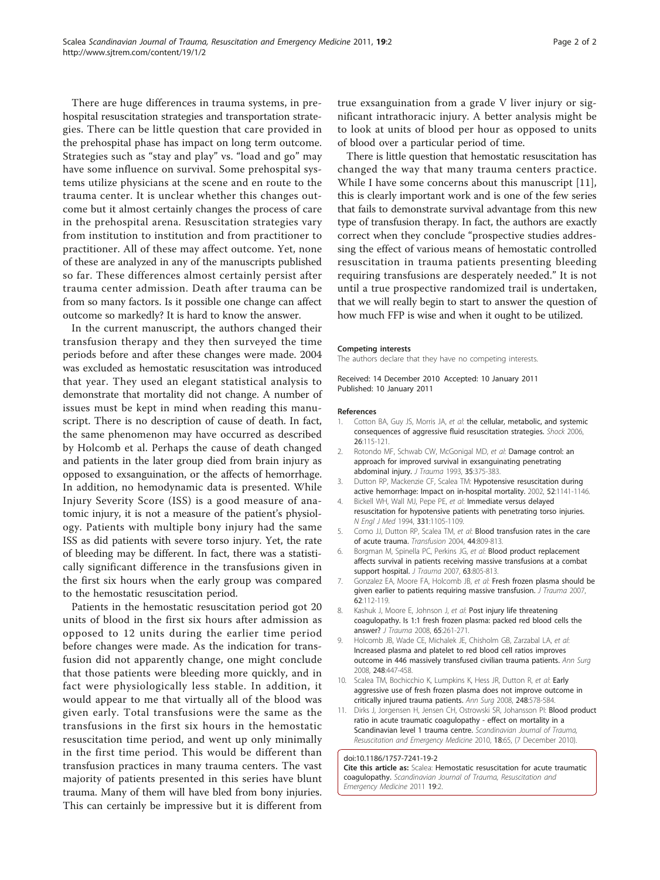There are huge differences in trauma systems, in prehospital resuscitation strategies and transportation strategies. There can be little question that care provided in the prehospital phase has impact on long term outcome. Strategies such as "stay and play" vs. "load and go" may have some influence on survival. Some prehospital systems utilize physicians at the scene and en route to the trauma center. It is unclear whether this changes outcome but it almost certainly changes the process of care in the prehospital arena. Resuscitation strategies vary from institution to institution and from practitioner to practitioner. All of these may affect outcome. Yet, none of these are analyzed in any of the manuscripts published so far. These differences almost certainly persist after trauma center admission. Death after trauma can be from so many factors. Is it possible one change can affect outcome so markedly? It is hard to know the answer.

In the current manuscript, the authors changed their transfusion therapy and they then surveyed the time periods before and after these changes were made. 2004 was excluded as hemostatic resuscitation was introduced that year. They used an elegant statistical analysis to demonstrate that mortality did not change. A number of issues must be kept in mind when reading this manuscript. There is no description of cause of death. In fact, the same phenomenon may have occurred as described by Holcomb et al. Perhaps the cause of death changed and patients in the later group died from brain injury as opposed to exsanguination, or the affects of hemorrhage. In addition, no hemodynamic data is presented. While Injury Severity Score (ISS) is a good measure of anatomic injury, it is not a measure of the patient's physiology. Patients with multiple bony injury had the same ISS as did patients with severe torso injury. Yet, the rate of bleeding may be different. In fact, there was a statistically significant difference in the transfusions given in the first six hours when the early group was compared to the hemostatic resuscitation period.

Patients in the hemostatic resuscitation period got 20 units of blood in the first six hours after admission as opposed to 12 units during the earlier time period before changes were made. As the indication for transfusion did not apparently change, one might conclude that those patients were bleeding more quickly, and in fact were physiologically less stable. In addition, it would appear to me that virtually all of the blood was given early. Total transfusions were the same as the transfusions in the first six hours in the hemostatic resuscitation time period, and went up only minimally in the first time period. This would be different than transfusion practices in many trauma centers. The vast majority of patients presented in this series have blunt trauma. Many of them will have bled from bony injuries. This can certainly be impressive but it is different from true exsanguination from a grade V liver injury or significant intrathoracic injury. A better analysis might be to look at units of blood per hour as opposed to units of blood over a particular period of time.

There is little question that hemostatic resuscitation has changed the way that many trauma centers practice. While I have some concerns about this manuscript [11], this is clearly important work and is one of the few series that fails to demonstrate survival advantage from this new type of transfusion therapy. In fact, the authors are exactly correct when they conclude "prospective studies addressing the effect of various means of hemostatic controlled resuscitation in trauma patients presenting bleeding requiring transfusions are desperately needed." It is not until a true prospective randomized trail is undertaken, that we will really begin to start to answer the question of how much FFP is wise and when it ought to be utilized.

#### Competing interests

The authors declare that they have no competing interests.

Received: 14 December 2010 Accepted: 10 January 2011
Published: 10 January 2011

#### References

1. Cotton BA, Guy JS, Morris JA, *et al*: the cellular, metabolic, and systemic consequences of aggressive fluid resuscitation strategies. *Shock* 2006, **26**:115-121.
2. Rotondo MF, Schwab CW, McGonigal MD, *et al*: Damage control: an approach for improved survival in exsanguinating penetrating abdominal injury. *J Trauma* 1993, **35**:375-383.
3. Dutton RP, Mackenzie CF, Scalea TM: Hypotensive resuscitation during active hemorrhage: Impact on in-hospital mortality. 2002, **52**:1141-1146.
4. Bickell WH, Wall MJ, Pepe PE, *et al*: Immediate versus delayed resuscitation for hypotensive patients with penetrating torso injuries. *N Engl J Med* 1994, **331**:1105-1109.
5. Como JJ, Dutton RP, Scalea TM, *et al*: Blood transfusion rates in the care of acute trauma. *Transfusion* 2004, **44**:809-813.
6. Borgman M, Spinella PC, Perkins JG, *et al*: Blood product replacement affects survival in patients receiving massive transfusions at a combat support hospital. *J Trauma* 2007, **63**:805-813.
7. Gonzalez EA, Moore FA, Holcomb JB, *et al*: Fresh frozen plasma should be given earlier to patients requiring massive transfusion. *J Trauma* 2007, **62**:112-119.
8. Kashuk J, Moore E, Johnson J, *et al*: Post injury life threatening coagulopathy. Is 1:1 fresh frozen plasma: packed red blood cells the answer? *J Trauma* 2008, **65**:261-271.
9. Holcomb JB, Wade CE, Michalek JE, Chisholm GB, Zarzabal LA, *et al*: Increased plasma and platelet to red blood cell ratios improves outcome in 446 massively transfused civilian trauma patients. *Ann Surg* 2008, **248**:447-458.
10. Scalea TM, Bochicchio K, Lumpkins K, Hess JR, Dutton R, *et al*: Early aggressive use of fresh frozen plasma does not improve outcome in critically injured trauma patients. *Ann Surg* 2008, **248**:578-584.
11. Dirks J, Jorgensen H, Jensen CH, Ostrowski SR, Johansson PI: Blood product ratio in acute traumatic coagulopathy - effect on mortality in a Scandinavian level 1 trauma centre. *Scandinavian Journal of Trauma, Resuscitation and Emergency Medicine* 2010, **18**:65, (7 December 2010).

doi:10.1186/1757-7241-19-2

**Cite this article as:** Scalea: Hemostatic resuscitation for acute traumatic coagulopathy. *Scandinavian Journal of Trauma, Resuscitation and Emergency Medicine* 2011 **19**:2.